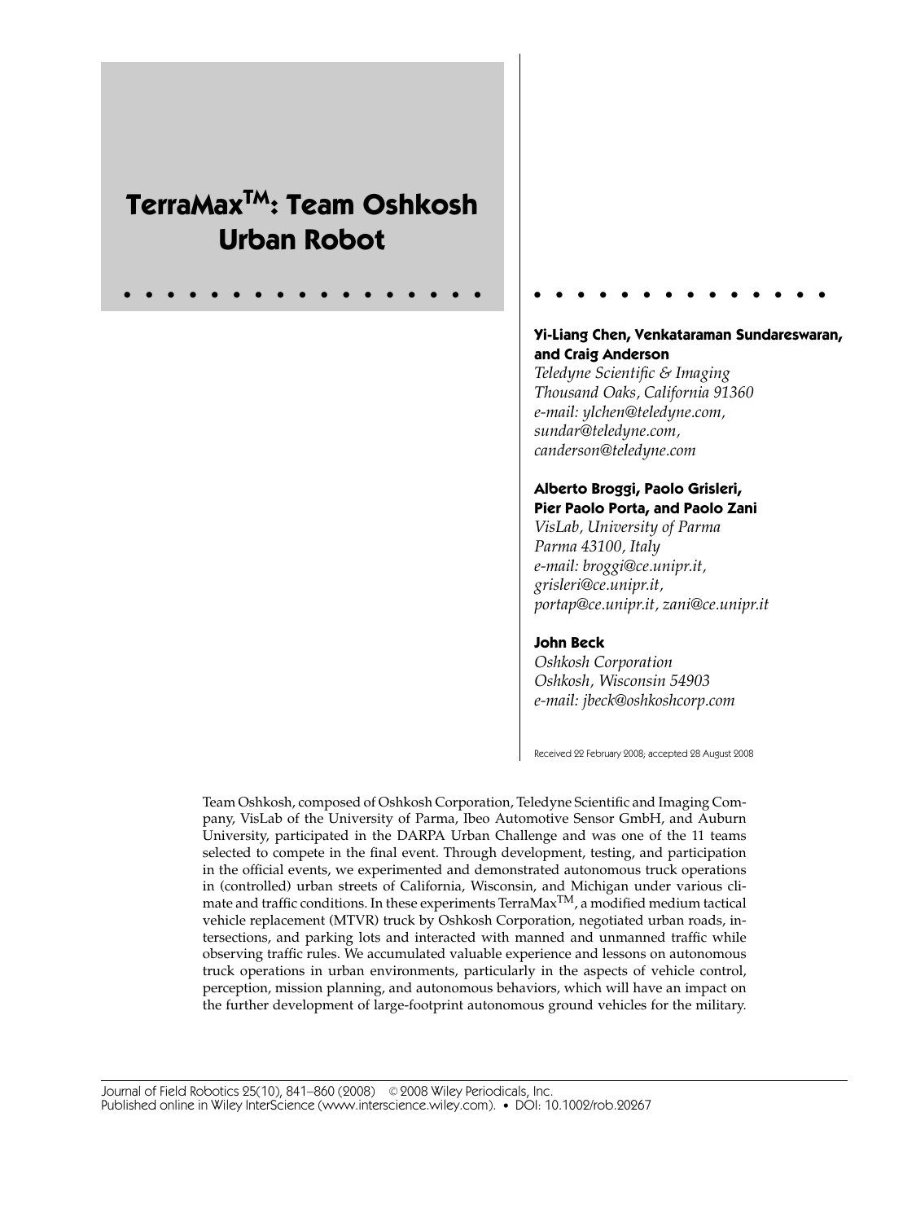# TerraMax™: Team Oshkosh Urban Robot

**Yi-Liang Chen, Venkataraman Sundareswaran, and Craig Anderson**
*Teledyne Scientific & Imaging*
*Thousand Oaks, California 91360*
*e-mail: ylchen@teledyne.com, sundar@teledyne.com, canderson@teledyne.com*

**Alberto Broggi, Paolo Grisleri, Pier Paolo Porta, and Paolo Zani**
*VisLab, University of Parma*
*Parma 43100, Italy*
*e-mail: broggi@ce.unipr.it, grisleri@ce.unipr.it, portap@ce.unipr.it, zani@ce.unipr.it*

**John Beck**
*Oshkosh Corporation*
*Oshkosh, Wisconsin 54903*
*e-mail: jbeck@oshkoshcorp.com*

Received 22 February 2008; accepted 28 August 2008

Team Oshkosh, composed of Oshkosh Corporation, Teledyne Scientific and Imaging Company, VisLab of the University of Parma, Ibeo Automotive Sensor GmbH, and Auburn University, participated in the DARPA Urban Challenge and was one of the 11 teams selected to compete in the final event. Through development, testing, and participation in the official events, we experimented and demonstrated autonomous truck operations in (controlled) urban streets of California, Wisconsin, and Michigan under various climate and traffic conditions. In these experiments TerraMax™, a modified medium tactical vehicle replacement (MTVR) truck by Oshkosh Corporation, negotiated urban roads, intersections, and parking lots and interacted with manned and unmanned traffic while observing traffic rules. We accumulated valuable experience and lessons on autonomous truck operations in urban environments, particularly in the aspects of vehicle control, perception, mission planning, and autonomous behaviors, which will have an impact on the further development of large-footprint autonomous ground vehicles for the military.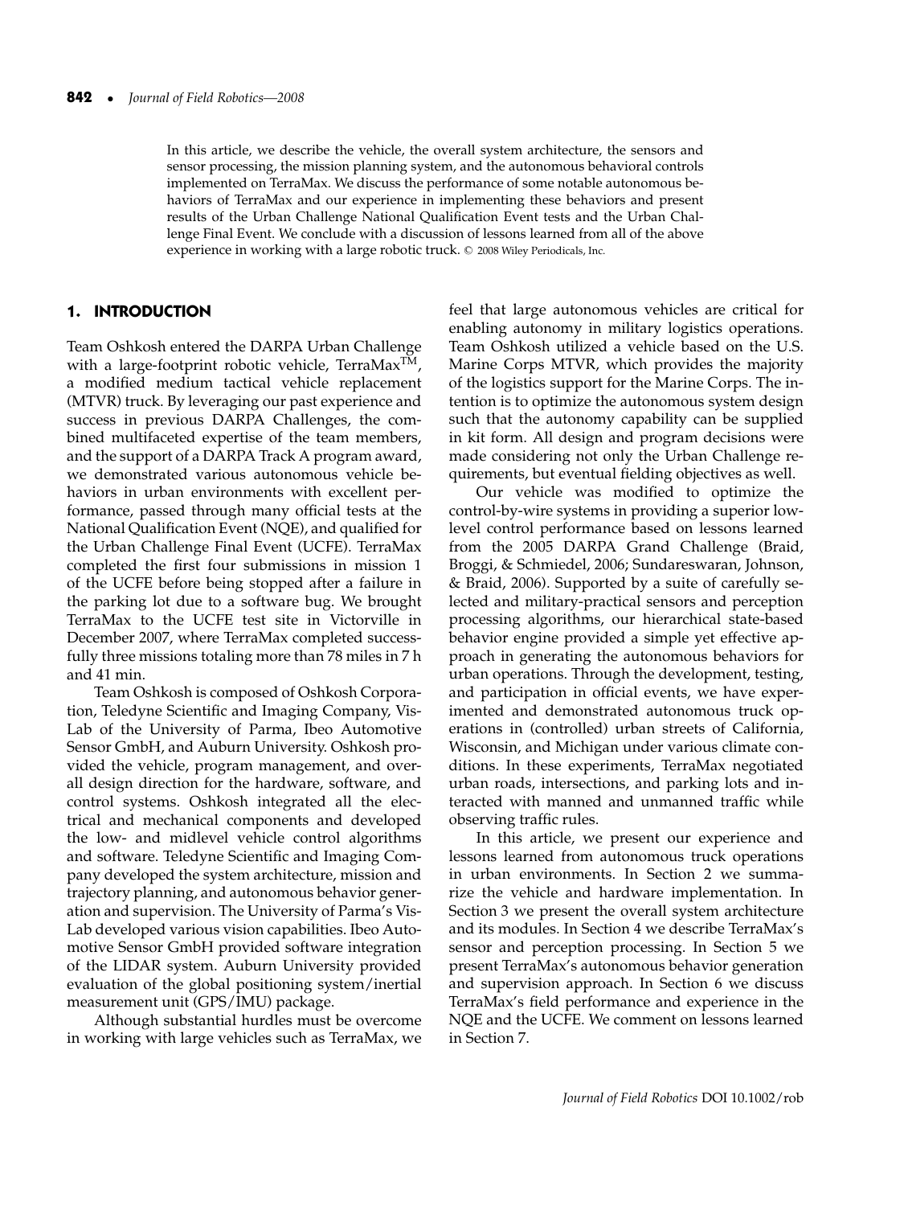In this article, we describe the vehicle, the overall system architecture, the sensors and sensor processing, the mission planning system, and the autonomous behavioral controls implemented on TerraMax. We discuss the performance of some notable autonomous behaviors of TerraMax and our experience in implementing these behaviors and present results of the Urban Challenge National Qualification Event tests and the Urban Challenge Final Event. We conclude with a discussion of lessons learned from all of the above experience in working with a large robotic truck. © 2008 Wiley Periodicals, Inc.

## 1. INTRODUCTION

Team Oshkosh entered the DARPA Urban Challenge with a large-footprint robotic vehicle, TerraMax™, a modified medium tactical vehicle replacement (MTVR) truck. By leveraging our past experience and success in previous DARPA Challenges, the combined multifaceted expertise of the team members, and the support of a DARPA Track A program award, we demonstrated various autonomous vehicle behaviors in urban environments with excellent performance, passed through many official tests at the National Qualification Event (NQE), and qualified for the Urban Challenge Final Event (UCFE). TerraMax completed the first four submissions in mission 1 of the UCFE before being stopped after a failure in the parking lot due to a software bug. We brought TerraMax to the UCFE test site in Victorville in December 2007, where TerraMax completed successfully three missions totaling more than 78 miles in 7 h and 41 min.

Team Oshkosh is composed of Oshkosh Corporation, Teledyne Scientific and Imaging Company, VisLab of the University of Parma, Ibeo Automotive Sensor GmbH, and Auburn University. Oshkosh provided the vehicle, program management, and overall design direction for the hardware, software, and control systems. Oshkosh integrated all the electrical and mechanical components and developed the low- and midlevel vehicle control algorithms and software. Teledyne Scientific and Imaging Company developed the system architecture, mission and trajectory planning, and autonomous behavior generation and supervision. The University of Parma's VisLab developed various vision capabilities. Ibeo Automotive Sensor GmbH provided software integration of the LIDAR system. Auburn University provided evaluation of the global positioning system/inertial measurement unit (GPS/IMU) package.

Although substantial hurdles must be overcome in working with large vehicles such as TerraMax, we feel that large autonomous vehicles are critical for enabling autonomy in military logistics operations. Team Oshkosh utilized a vehicle based on the U.S. Marine Corps MTVR, which provides the majority of the logistics support for the Marine Corps. The intention is to optimize the autonomous system design such that the autonomy capability can be supplied in kit form. All design and program decisions were made considering not only the Urban Challenge requirements, but eventual fielding objectives as well.

Our vehicle was modified to optimize the control-by-wire systems in providing a superior low-level control performance based on lessons learned from the 2005 DARPA Grand Challenge (Braid, Broggi, & Schmiedel, 2006; Sundareswaran, Johnson, & Braid, 2006). Supported by a suite of carefully selected and military-practical sensors and perception processing algorithms, our hierarchical state-based behavior engine provided a simple yet effective approach in generating the autonomous behaviors for urban operations. Through the development, testing, and participation in official events, we have experimented and demonstrated autonomous truck operations in (controlled) urban streets of California, Wisconsin, and Michigan under various climate conditions. In these experiments, TerraMax negotiated urban roads, intersections, and parking lots and interacted with manned and unmanned traffic while observing traffic rules.

In this article, we present our experience and lessons learned from autonomous truck operations in urban environments. In Section 2 we summarize the vehicle and hardware implementation. In Section 3 we present the overall system architecture and its modules. In Section 4 we describe TerraMax's sensor and perception processing. In Section 5 we present TerraMax's autonomous behavior generation and supervision approach. In Section 6 we discuss TerraMax's field performance and experience in the NQE and the UCFE. We comment on lessons learned in Section 7.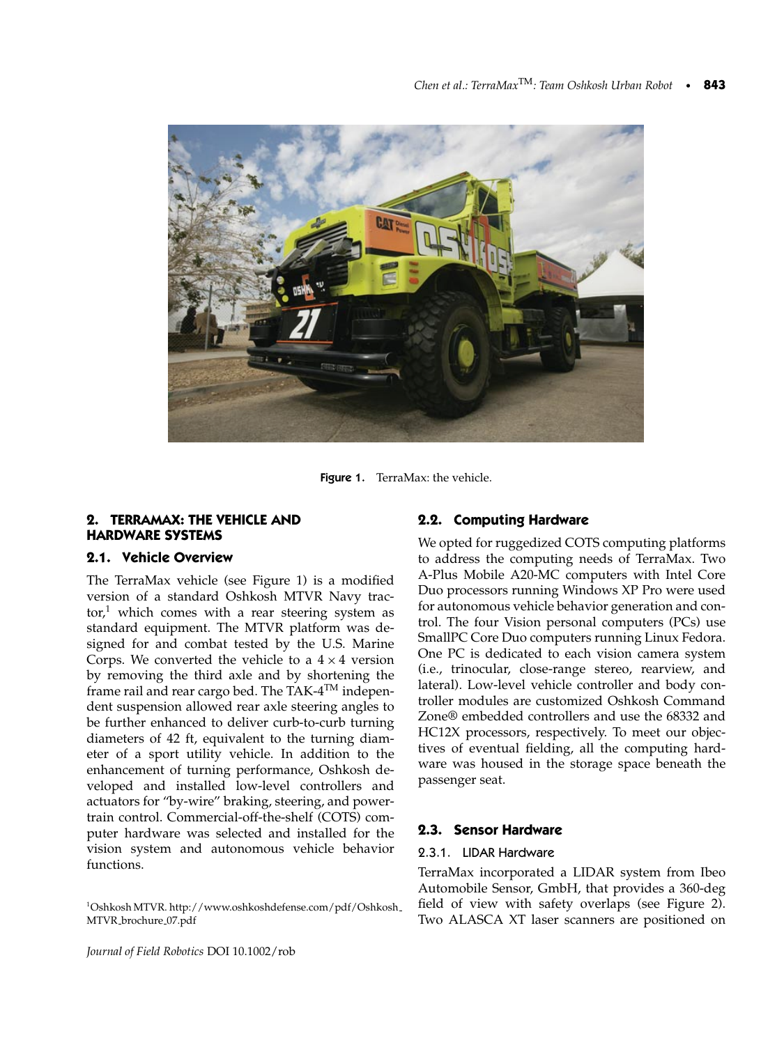Figure 1. TerraMax: the vehicle.

## 2. TERRAMAX: THE VEHICLE AND HARDWARE SYSTEMS

### 2.1. Vehicle Overview

The TerraMax vehicle (see Figure 1) is a modified version of a standard Oshkosh MTVR Navy tractor,[1] which comes with a rear steering system as standard equipment. The MTVR platform was designed for and combat tested by the U.S. Marine Corps. We converted the vehicle to a $4 \times 4$ version by removing the third axle and by shortening the frame rail and rear cargo bed. The TAK-4™ independent suspension allowed rear axle steering angles to be further enhanced to deliver curb-to-curb turning diameters of 42 ft, equivalent to the turning diameter of a sport utility vehicle. In addition to the enhancement of turning performance, Oshkosh developed and installed low-level controllers and actuators for "by-wire" braking, steering, and powertrain control. Commercial-off-the-shelf (COTS) computer hardware was selected and installed for the vision system and autonomous vehicle behavior functions.

[1] Oshkosh MTVR. http://www.oshkoshdefense.com/pdf/Oshkosh_MTVR_brochure_07.pdf

### 2.2. Computing Hardware

We opted for ruggedized COTS computing platforms to address the computing needs of TerraMax. Two A-Plus Mobile A20-MC computers with Intel Core Duo processors running Windows XP Pro were used for autonomous vehicle behavior generation and control. The four Vision personal computers (PCs) use SmallPC Core Duo computers running Linux Fedora. One PC is dedicated to each vision camera system (i.e., trinocular, close-range stereo, rearview, and lateral). Low-level vehicle controller and body controller modules are customized Oshkosh Command Zone® embedded controllers and use the 68332 and HC12X processors, respectively. To meet our objectives of eventual fielding, all the computing hardware was housed in the storage space beneath the passenger seat.

### 2.3. Sensor Hardware

#### 2.3.1. LIDAR Hardware

TerraMax incorporated a LIDAR system from Ibeo Automobile Sensor, GmbH, that provides a 360-deg field of view with safety overlaps (see Figure 2). Two ALASCA XT laser scanners are positioned on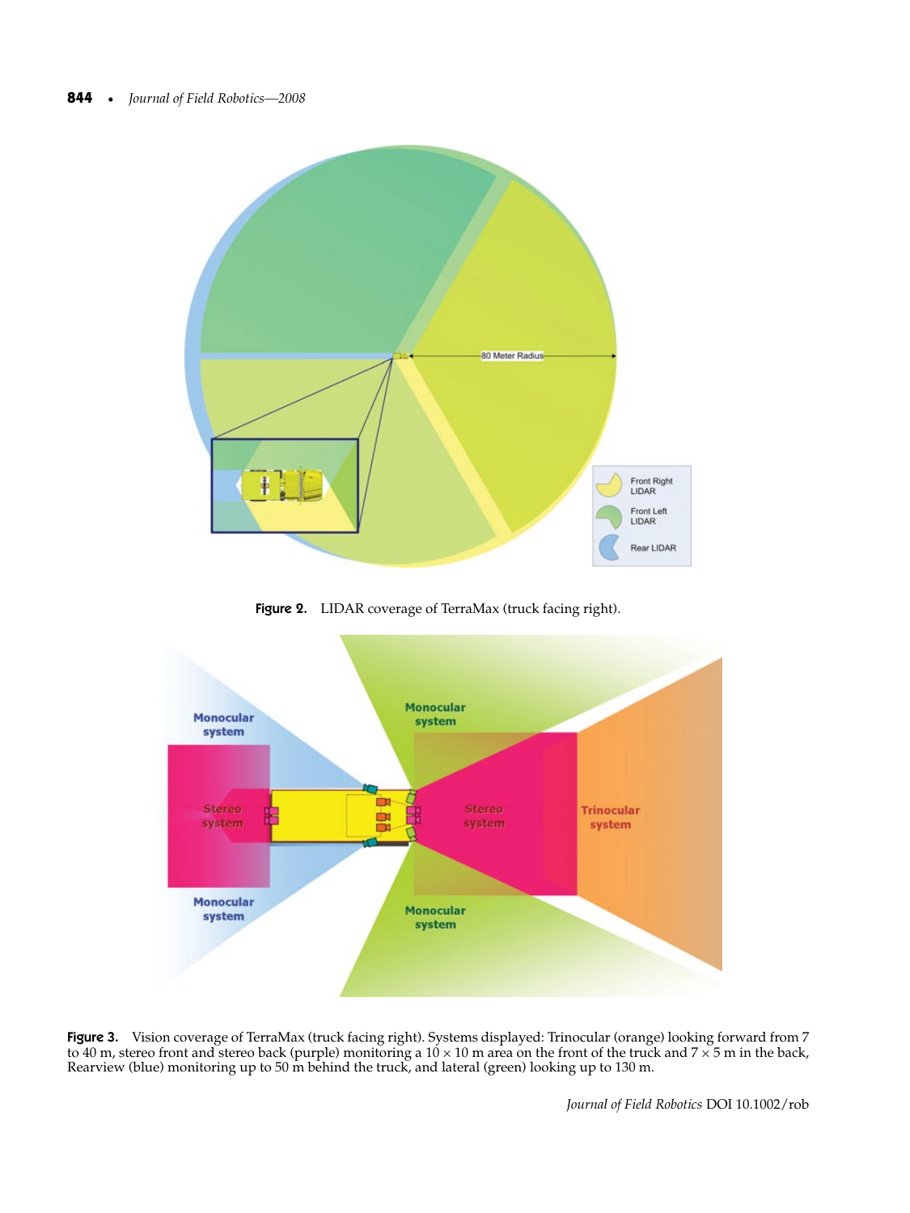Figure 2. LIDAR coverage of TerraMax (truck facing right).

Figure 3. Vision coverage of TerraMax (truck facing right). Systems displayed: Trinocular (orange) looking forward from 7 to 40 m, stereo front and stereo back (purple) monitoring a $10 \times 10$ m area on the front of the truck and $7 \times 5$ m in the back, Rearview (blue) monitoring up to 50 m behind the truck, and lateral (green) looking up to 130 m.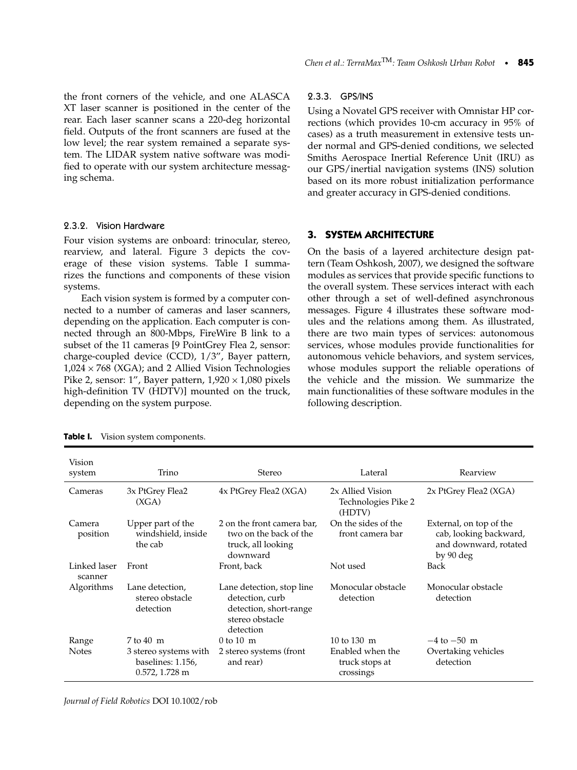the front corners of the vehicle, and one ALASCA XT laser scanner is positioned in the center of the rear. Each laser scanner scans a 220-deg horizontal field. Outputs of the front scanners are fused at the low level; the rear system remained a separate system. The LIDAR system native software was modified to operate with our system architecture messaging schema.

#### 2.3.2. Vision Hardware

Four vision systems are onboard: trinocular, stereo, rearview, and lateral. Figure 3 depicts the coverage of these vision systems. Table I summarizes the functions and components of these vision systems.

Each vision system is formed by a computer connected to a number of cameras and laser scanners, depending on the application. Each computer is connected through an 800-Mbps, FireWire B link to a subset of the 11 cameras [9 PointGrey Flea 2, sensor: charge-coupled device (CCD), 1/3", Bayer pattern, $1{,}024 \times 768$ (XGA); and 2 Allied Vision Technologies Pike 2, sensor: 1", Bayer pattern, $1{,}920 \times 1{,}080$ pixels high-definition TV (HDTV)] mounted on the truck, depending on the system purpose.

#### 2.3.3. GPS/INS

Using a Novatel GPS receiver with Omnistar HP corrections (which provides 10-cm accuracy in 95% of cases) as a truth measurement in extensive tests under normal and GPS-denied conditions, we selected Smiths Aerospace Inertial Reference Unit (IRU) as our GPS/inertial navigation systems (INS) solution based on its more robust initialization performance and greater accuracy in GPS-denied conditions.

## 3. SYSTEM ARCHITECTURE

On the basis of a layered architecture design pattern (Team Oshkosh, 2007), we designed the software modules as services that provide specific functions to the overall system. These services interact with each other through a set of well-defined asynchronous messages. Figure 4 illustrates these software modules and the relations among them. As illustrated, there are two main types of services: autonomous services, whose modules provide functionalities for autonomous vehicle behaviors, and system services, whose modules support the reliable operations of the vehicle and the mission. We summarize the main functionalities of these software modules in the following description.

**Table I.** Vision system components.

| Vision system | Trino | Stereo | Lateral | Rearview |
|---|---|---|---|---|
| Cameras | 3x PtGrey Flea2 (XGA) | 4x PtGrey Flea2 (XGA) | 2x Allied Vision Technologies Pike 2 (HDTV) | 2x PtGrey Flea2 (XGA) |
| Camera position | Upper part of the windshield, inside the cab | 2 on the front camera bar, two on the back of the truck, all looking downward | On the sides of the front camera bar | External, on top of the cab, looking backward, and downward, rotated by 90 deg |
| Linked laser scanner | Front | Front, back | Not used | Back |
| Algorithms | Lane detection, stereo obstacle detection | Lane detection, stop line detection, curb detection, short-range stereo obstacle detection | Monocular obstacle detection | Monocular obstacle detection |
| Range | 7 to 40 m | 0 to 10 m | 10 to 130 m | −4 to −50 m |
| Notes | 3 stereo systems with baselines: 1.156, 0.572, 1.728 m | 2 stereo systems (front and rear) | Enabled when the truck stops at crossings | Overtaking vehicles detection |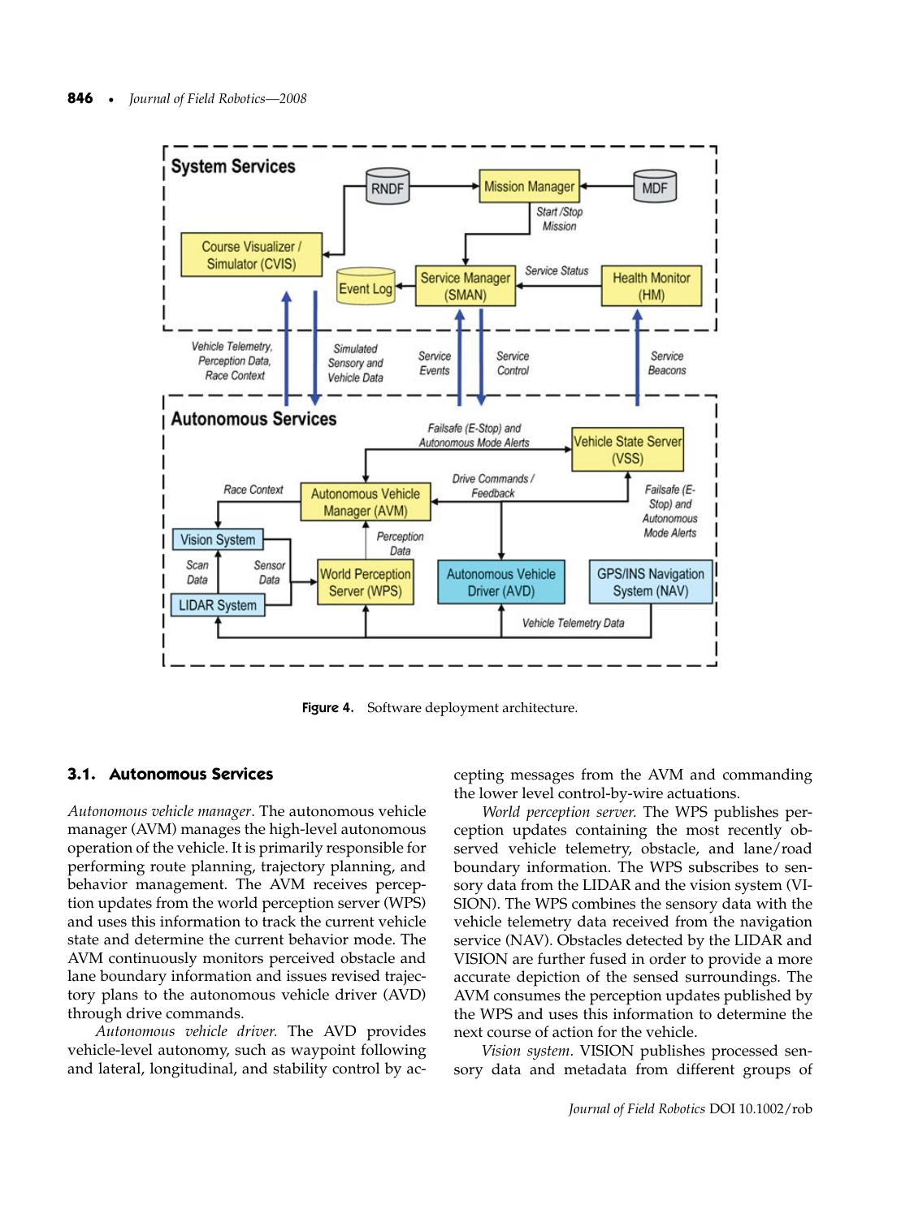Figure 4. Software deployment architecture.

### 3.1. Autonomous Services

*Autonomous vehicle manager*. The autonomous vehicle manager (AVM) manages the high-level autonomous operation of the vehicle. It is primarily responsible for performing route planning, trajectory planning, and behavior management. The AVM receives perception updates from the world perception server (WPS) and uses this information to track the current vehicle state and determine the current behavior mode. The AVM continuously monitors perceived obstacle and lane boundary information and issues revised trajectory plans to the autonomous vehicle driver (AVD) through drive commands.

*Autonomous vehicle driver.* The AVD provides vehicle-level autonomy, such as waypoint following and lateral, longitudinal, and stability control by accepting messages from the AVM and commanding the lower level control-by-wire actuations.

*World perception server.* The WPS publishes perception updates containing the most recently observed vehicle telemetry, obstacle, and lane/road boundary information. The WPS subscribes to sensory data from the LIDAR and the vision system (VISION). The WPS combines the sensory data with the vehicle telemetry data received from the navigation service (NAV). Obstacles detected by the LIDAR and VISION are further fused in order to provide a more accurate depiction of the sensed surroundings. The AVM consumes the perception updates published by the WPS and uses this information to determine the next course of action for the vehicle.

*Vision system.* VISION publishes processed sensory data and metadata from different groups of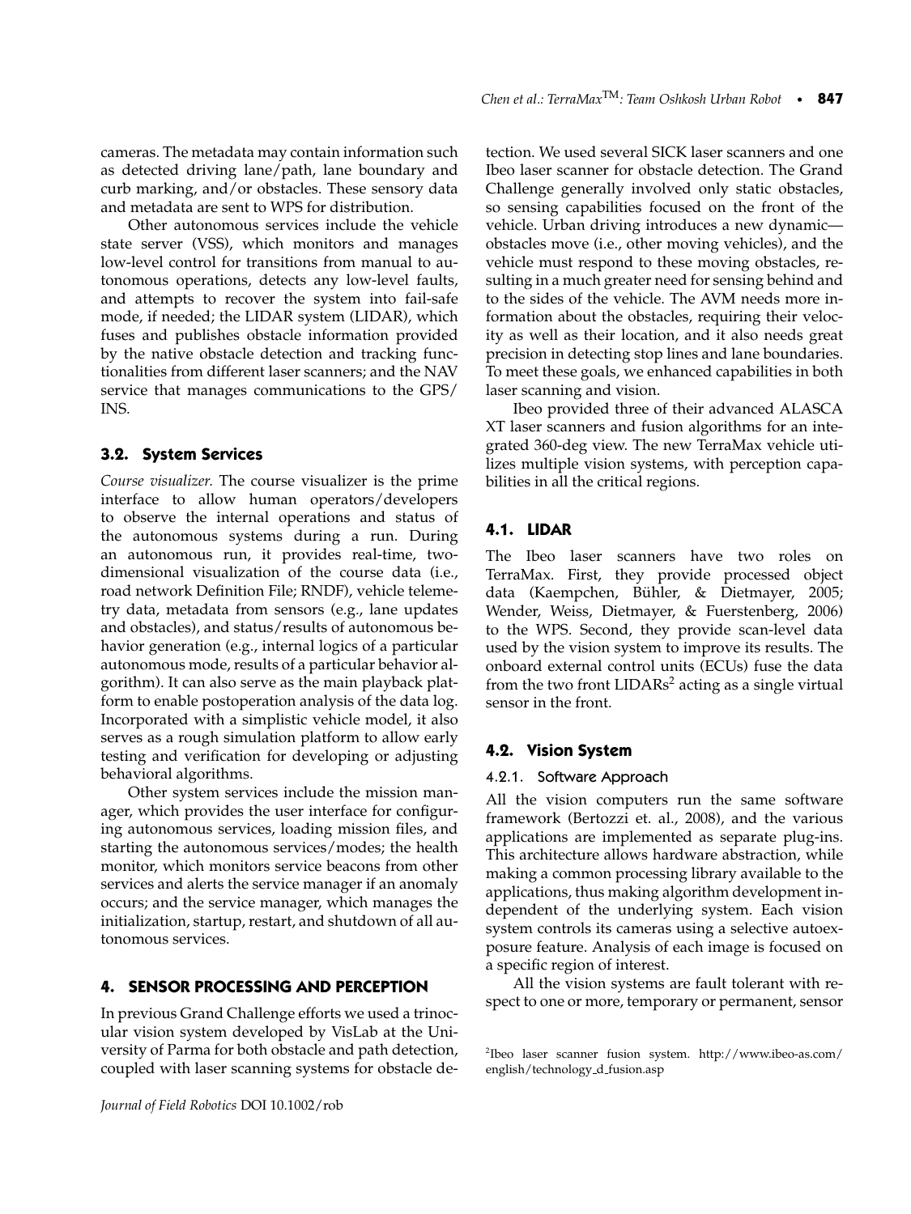cameras. The metadata may contain information such as detected driving lane/path, lane boundary and curb marking, and/or obstacles. These sensory data and metadata are sent to WPS for distribution.

Other autonomous services include the vehicle state server (VSS), which monitors and manages low-level control for transitions from manual to autonomous operations, detects any low-level faults, and attempts to recover the system into fail-safe mode, if needed; the LIDAR system (LIDAR), which fuses and publishes obstacle information provided by the native obstacle detection and tracking functionalities from different laser scanners; and the NAV service that manages communications to the GPS/INS.

### 3.2. System Services

*Course visualizer.* The course visualizer is the prime interface to allow human operators/developers to observe the internal operations and status of the autonomous systems during a run. During an autonomous run, it provides real-time, two-dimensional visualization of the course data (i.e., road network Definition File; RNDF), vehicle telemetry data, metadata from sensors (e.g., lane updates and obstacles), and status/results of autonomous behavior generation (e.g., internal logics of a particular autonomous mode, results of a particular behavior algorithm). It can also serve as the main playback platform to enable postoperation analysis of the data log. Incorporated with a simplistic vehicle model, it also serves as a rough simulation platform to allow early testing and verification for developing or adjusting behavioral algorithms.

Other system services include the mission manager, which provides the user interface for configuring autonomous services, loading mission files, and starting the autonomous services/modes; the health monitor, which monitors service beacons from other services and alerts the service manager if an anomaly occurs; and the service manager, which manages the initialization, startup, restart, and shutdown of all autonomous services.

## 4. SENSOR PROCESSING AND PERCEPTION

In previous Grand Challenge efforts we used a trinocular vision system developed by VisLab at the University of Parma for both obstacle and path detection, coupled with laser scanning systems for obstacle detection. We used several SICK laser scanners and one Ibeo laser scanner for obstacle detection. The Grand Challenge generally involved only static obstacles, so sensing capabilities focused on the front of the vehicle. Urban driving introduces a new dynamic—obstacles move (i.e., other moving vehicles), and the vehicle must respond to these moving obstacles, resulting in a much greater need for sensing behind and to the sides of the vehicle. The AVM needs more information about the obstacles, requiring their velocity as well as their location, and it also needs great precision in detecting stop lines and lane boundaries. To meet these goals, we enhanced capabilities in both laser scanning and vision.

Ibeo provided three of their advanced ALASCA XT laser scanners and fusion algorithms for an integrated 360-deg view. The new TerraMax vehicle utilizes multiple vision systems, with perception capabilities in all the critical regions.

### 4.1. LIDAR

The Ibeo laser scanners have two roles on TerraMax. First, they provide processed object data (Kaempchen, Bühler, & Dietmayer, 2005; Wender, Weiss, Dietmayer, & Fuerstenberg, 2006) to the WPS. Second, they provide scan-level data used by the vision system to improve its results. The onboard external control units (ECUs) fuse the data from the two front LIDARs[2] acting as a single virtual sensor in the front.

### 4.2. Vision System

#### 4.2.1. Software Approach

All the vision computers run the same software framework (Bertozzi et. al., 2008), and the various applications are implemented as separate plug-ins. This architecture allows hardware abstraction, while making a common processing library available to the applications, thus making algorithm development independent of the underlying system. Each vision system controls its cameras using a selective autoexposure feature. Analysis of each image is focused on a specific region of interest.

All the vision systems are fault tolerant with respect to one or more, temporary or permanent, sensor

[2]Ibeo laser scanner fusion system. http://www.ibeo-as.com/english/technology_d_fusion.asp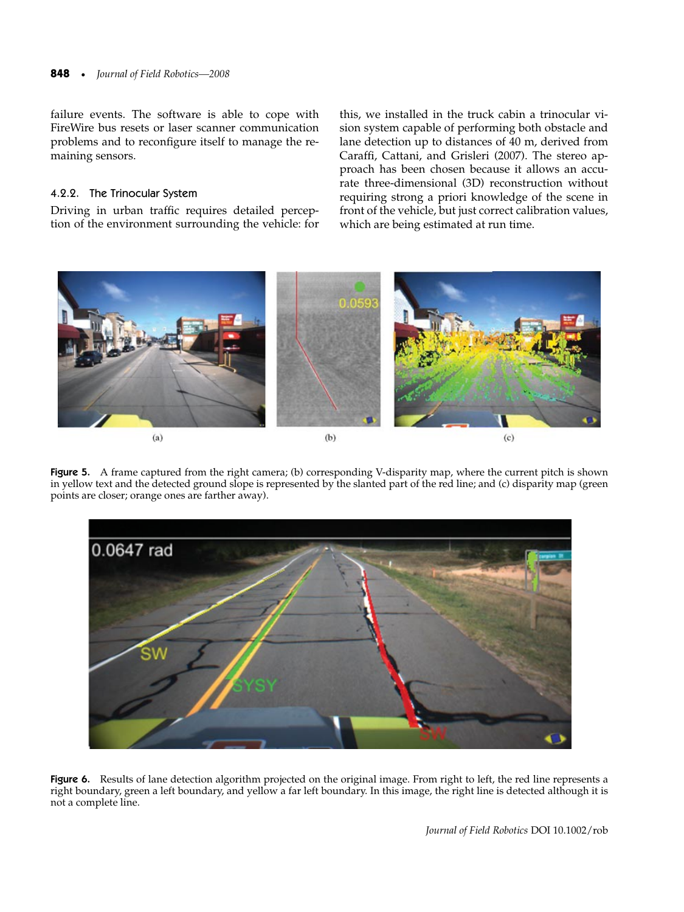failure events. The software is able to cope with FireWire bus resets or laser scanner communication problems and to reconfigure itself to manage the remaining sensors.

#### 4.2.2. The Trinocular System

Driving in urban traffic requires detailed perception of the environment surrounding the vehicle: for this, we installed in the truck cabin a trinocular vision system capable of performing both obstacle and lane detection up to distances of 40 m, derived from Caraffi, Cattani, and Grisleri (2007). The stereo approach has been chosen because it allows an accurate three-dimensional (3D) reconstruction without requiring strong a priori knowledge of the scene in front of the vehicle, but just correct calibration values, which are being estimated at run time.

**Figure 5.** A frame captured from the right camera; (b) corresponding V-disparity map, where the current pitch is shown in yellow text and the detected ground slope is represented by the slanted part of the red line; and (c) disparity map (green points are closer; orange ones are farther away).

**Figure 6.** Results of lane detection algorithm projected on the original image. From right to left, the red line represents a right boundary, green a left boundary, and yellow a far left boundary. In this image, the right line is detected although it is not a complete line.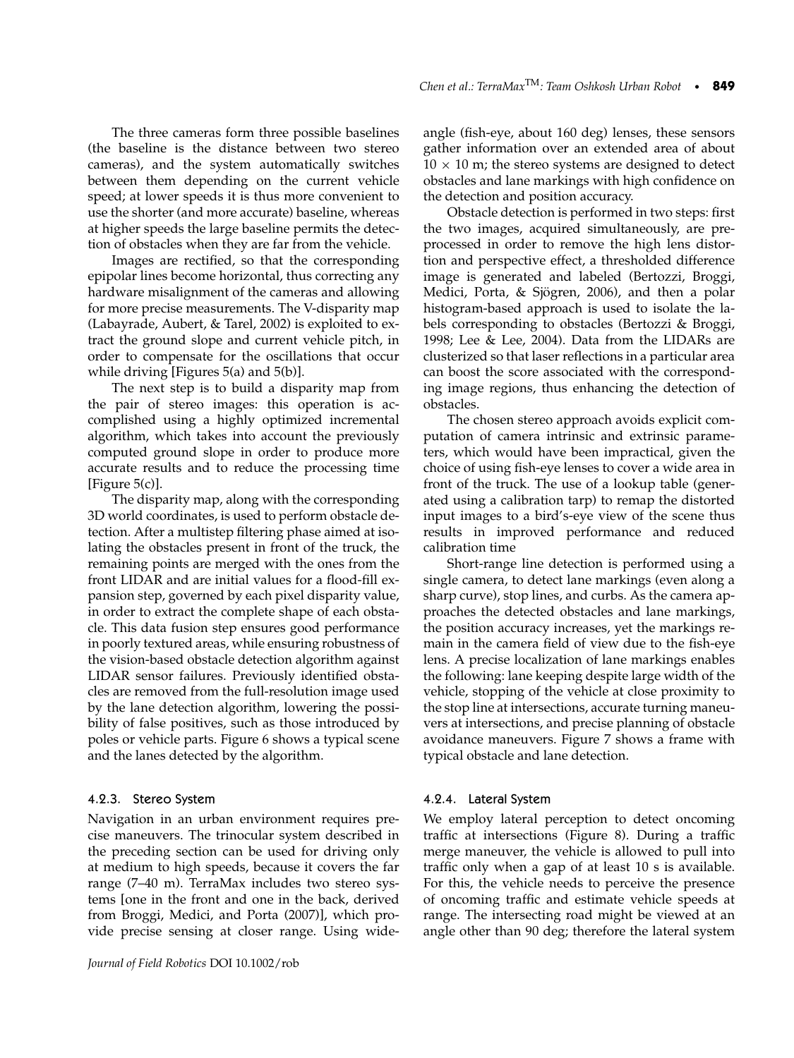The three cameras form three possible baselines (the baseline is the distance between two stereo cameras), and the system automatically switches between them depending on the current vehicle speed; at lower speeds it is thus more convenient to use the shorter (and more accurate) baseline, whereas at higher speeds the large baseline permits the detection of obstacles when they are far from the vehicle.

Images are rectified, so that the corresponding epipolar lines become horizontal, thus correcting any hardware misalignment of the cameras and allowing for more precise measurements. The V-disparity map (Labayrade, Aubert, & Tarel, 2002) is exploited to extract the ground slope and current vehicle pitch, in order to compensate for the oscillations that occur while driving [Figures 5(a) and 5(b)].

The next step is to build a disparity map from the pair of stereo images: this operation is accomplished using a highly optimized incremental algorithm, which takes into account the previously computed ground slope in order to produce more accurate results and to reduce the processing time [Figure 5(c)].

The disparity map, along with the corresponding 3D world coordinates, is used to perform obstacle detection. After a multistep filtering phase aimed at isolating the obstacles present in front of the truck, the remaining points are merged with the ones from the front LIDAR and are initial values for a flood-fill expansion step, governed by each pixel disparity value, in order to extract the complete shape of each obstacle. This data fusion step ensures good performance in poorly textured areas, while ensuring robustness of the vision-based obstacle detection algorithm against LIDAR sensor failures. Previously identified obstacles are removed from the full-resolution image used by the lane detection algorithm, lowering the possibility of false positives, such as those introduced by poles or vehicle parts. Figure 6 shows a typical scene and the lanes detected by the algorithm.

### 4.2.3. Stereo System

Navigation in an urban environment requires precise maneuvers. The trinocular system described in the preceding section can be used for driving only at medium to high speeds, because it covers the far range (7–40 m). TerraMax includes two stereo systems [one in the front and one in the back, derived from Broggi, Medici, and Porta (2007)], which provide precise sensing at closer range. Using wide-angle (fish-eye, about 160 deg) lenses, these sensors gather information over an extended area of about $10 \times 10$ m; the stereo systems are designed to detect obstacles and lane markings with high confidence on the detection and position accuracy.

Obstacle detection is performed in two steps: first the two images, acquired simultaneously, are preprocessed in order to remove the high lens distortion and perspective effect, a thresholded difference image is generated and labeled (Bertozzi, Broggi, Medici, Porta, & Sjögren, 2006), and then a polar histogram-based approach is used to isolate the labels corresponding to obstacles (Bertozzi & Broggi, 1998; Lee & Lee, 2004). Data from the LIDARs are clusterized so that laser reflections in a particular area can boost the score associated with the corresponding image regions, thus enhancing the detection of obstacles.

The chosen stereo approach avoids explicit computation of camera intrinsic and extrinsic parameters, which would have been impractical, given the choice of using fish-eye lenses to cover a wide area in front of the truck. The use of a lookup table (generated using a calibration tarp) to remap the distorted input images to a bird's-eye view of the scene thus results in improved performance and reduced calibration time

Short-range line detection is performed using a single camera, to detect lane markings (even along a sharp curve), stop lines, and curbs. As the camera approaches the detected obstacles and lane markings, the position accuracy increases, yet the markings remain in the camera field of view due to the fish-eye lens. A precise localization of lane markings enables the following: lane keeping despite large width of the vehicle, stopping of the vehicle at close proximity to the stop line at intersections, accurate turning maneuvers at intersections, and precise planning of obstacle avoidance maneuvers. Figure 7 shows a frame with typical obstacle and lane detection.

### 4.2.4. Lateral System

We employ lateral perception to detect oncoming traffic at intersections (Figure 8). During a traffic merge maneuver, the vehicle is allowed to pull into traffic only when a gap of at least 10 s is available. For this, the vehicle needs to perceive the presence of oncoming traffic and estimate vehicle speeds at range. The intersecting road might be viewed at an angle other than 90 deg; therefore the lateral system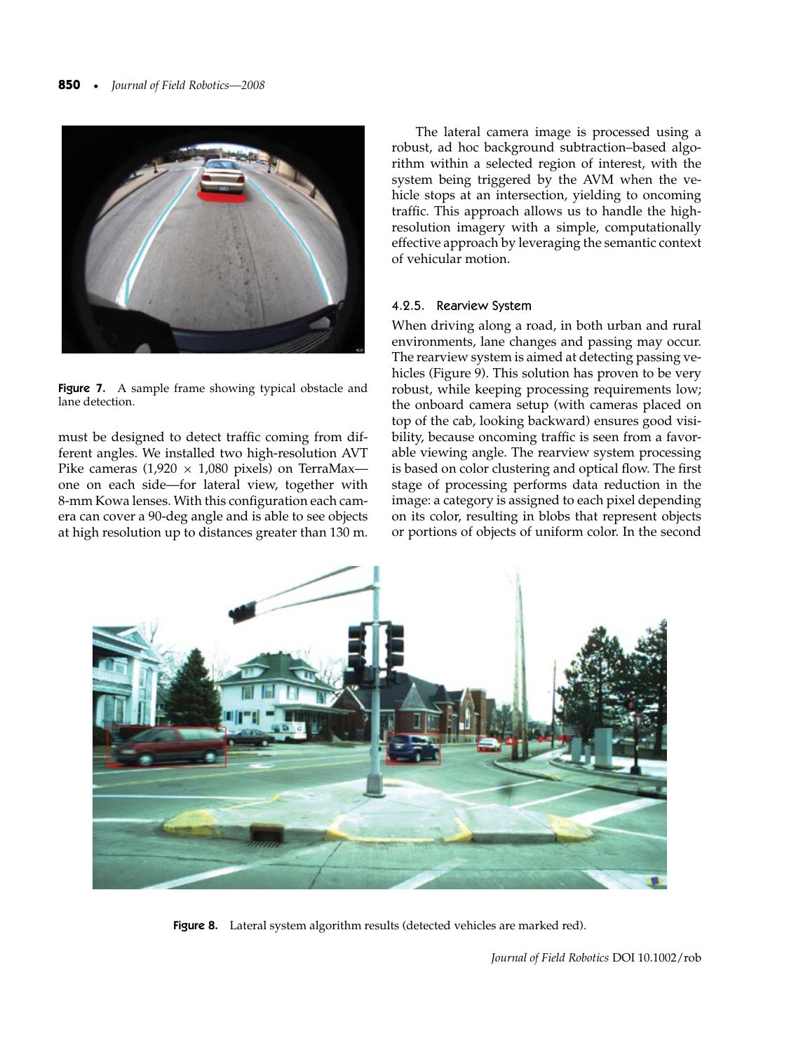Figure 7. A sample frame showing typical obstacle and lane detection.

must be designed to detect traffic coming from different angles. We installed two high-resolution AVT Pike cameras (1,920 × 1,080 pixels) on TerraMax—one on each side—for lateral view, together with 8-mm Kowa lenses. With this configuration each camera can cover a 90-deg angle and is able to see objects at high resolution up to distances greater than 130 m.

The lateral camera image is processed using a robust, ad hoc background subtraction–based algorithm within a selected region of interest, with the system being triggered by the AVM when the vehicle stops at an intersection, yielding to oncoming traffic. This approach allows us to handle the high-resolution imagery with a simple, computationally effective approach by leveraging the semantic context of vehicular motion.

#### 4.2.5. Rearview System

When driving along a road, in both urban and rural environments, lane changes and passing may occur. The rearview system is aimed at detecting passing vehicles (Figure 9). This solution has proven to be very robust, while keeping processing requirements low; the onboard camera setup (with cameras placed on top of the cab, looking backward) ensures good visibility, because oncoming traffic is seen from a favorable viewing angle. The rearview system processing is based on color clustering and optical flow. The first stage of processing performs data reduction in the image: a category is assigned to each pixel depending on its color, resulting in blobs that represent objects or portions of objects of uniform color. In the second

Figure 8. Lateral system algorithm results (detected vehicles are marked red).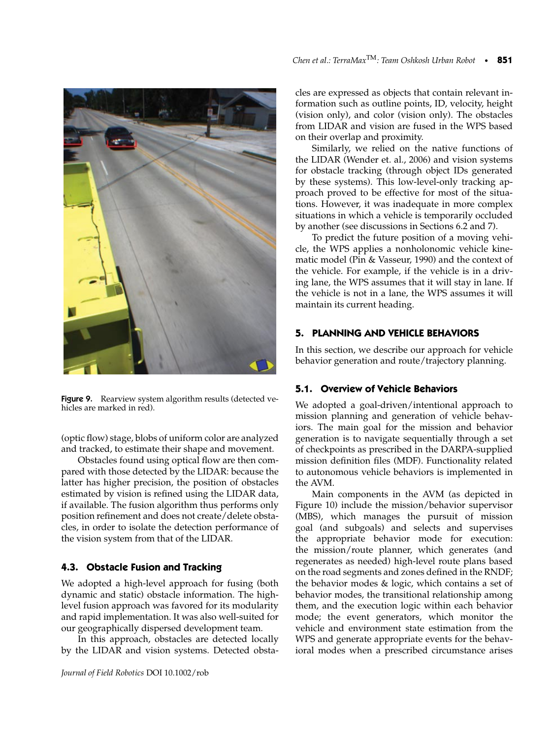Figure 9. Rearview system algorithm results (detected vehicles are marked in red).

(optic flow) stage, blobs of uniform color are analyzed and tracked, to estimate their shape and movement.

Obstacles found using optical flow are then compared with those detected by the LIDAR: because the latter has higher precision, the position of obstacles estimated by vision is refined using the LIDAR data, if available. The fusion algorithm thus performs only position refinement and does not create/delete obstacles, in order to isolate the detection performance of the vision system from that of the LIDAR.

### 4.3. Obstacle Fusion and Tracking

We adopted a high-level approach for fusing (both dynamic and static) obstacle information. The high-level fusion approach was favored for its modularity and rapid implementation. It was also well-suited for our geographically dispersed development team.

In this approach, obstacles are detected locally by the LIDAR and vision systems. Detected obstacles are expressed as objects that contain relevant information such as outline points, ID, velocity, height (vision only), and color (vision only). The obstacles from LIDAR and vision are fused in the WPS based on their overlap and proximity.

Similarly, we relied on the native functions of the LIDAR (Wender et. al., 2006) and vision systems for obstacle tracking (through object IDs generated by these systems). This low-level-only tracking approach proved to be effective for most of the situations. However, it was inadequate in more complex situations in which a vehicle is temporarily occluded by another (see discussions in Sections 6.2 and 7).

To predict the future position of a moving vehicle, the WPS applies a nonholonomic vehicle kinematic model (Pin & Vasseur, 1990) and the context of the vehicle. For example, if the vehicle is in a driving lane, the WPS assumes that it will stay in lane. If the vehicle is not in a lane, the WPS assumes it will maintain its current heading.

## 5. PLANNING AND VEHICLE BEHAVIORS

In this section, we describe our approach for vehicle behavior generation and route/trajectory planning.

### 5.1. Overview of Vehicle Behaviors

We adopted a goal-driven/intentional approach to mission planning and generation of vehicle behaviors. The main goal for the mission and behavior generation is to navigate sequentially through a set of checkpoints as prescribed in the DARPA-supplied mission definition files (MDF). Functionality related to autonomous vehicle behaviors is implemented in the AVM.

Main components in the AVM (as depicted in Figure 10) include the mission/behavior supervisor (MBS), which manages the pursuit of mission goal (and subgoals) and selects and supervises the appropriate behavior mode for execution: the mission/route planner, which generates (and regenerates as needed) high-level route plans based on the road segments and zones defined in the RNDF; the behavior modes & logic, which contains a set of behavior modes, the transitional relationship among them, and the execution logic within each behavior mode; the event generators, which monitor the vehicle and environment state estimation from the WPS and generate appropriate events for the behavioral modes when a prescribed circumstance arises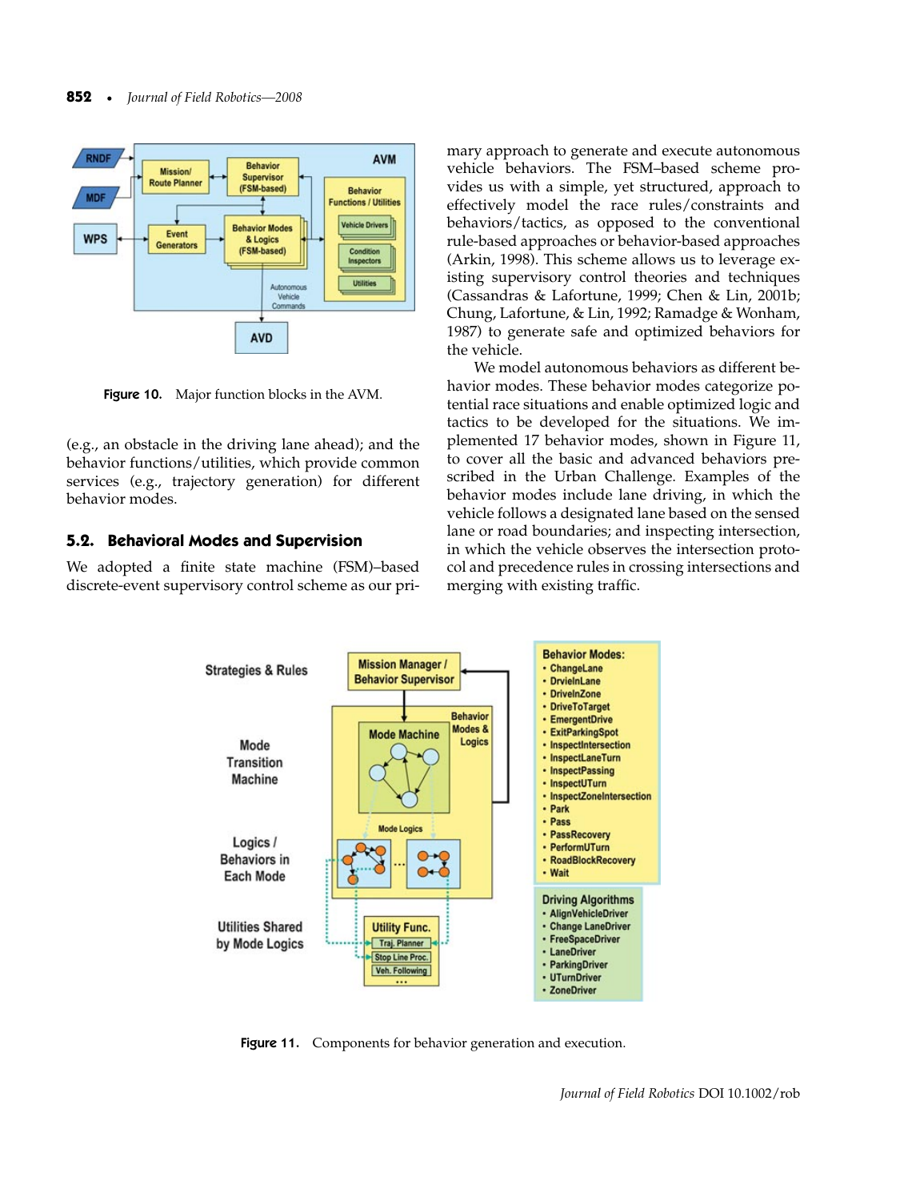Figure 10. Major function blocks in the AVM.

(e.g., an obstacle in the driving lane ahead); and the behavior functions/utilities, which provide common services (e.g., trajectory generation) for different behavior modes.

### 5.2. Behavioral Modes and Supervision

We adopted a finite state machine (FSM)–based discrete-event supervisory control scheme as our primary approach to generate and execute autonomous vehicle behaviors. The FSM–based scheme provides us with a simple, yet structured, approach to effectively model the race rules/constraints and behaviors/tactics, as opposed to the conventional rule-based approaches or behavior-based approaches (Arkin, 1998). This scheme allows us to leverage existing supervisory control theories and techniques (Cassandras & Lafortune, 1999; Chen & Lin, 2001b; Chung, Lafortune, & Lin, 1992; Ramadge & Wonham, 1987) to generate safe and optimized behaviors for the vehicle.

We model autonomous behaviors as different behavior modes. These behavior modes categorize potential race situations and enable optimized logic and tactics to be developed for the situations. We implemented 17 behavior modes, shown in Figure 11, to cover all the basic and advanced behaviors prescribed in the Urban Challenge. Examples of the behavior modes include lane driving, in which the vehicle follows a designated lane based on the sensed lane or road boundaries; and inspecting intersection, in which the vehicle observes the intersection protocol and precedence rules in crossing intersections and merging with existing traffic.

Figure 11. Components for behavior generation and execution.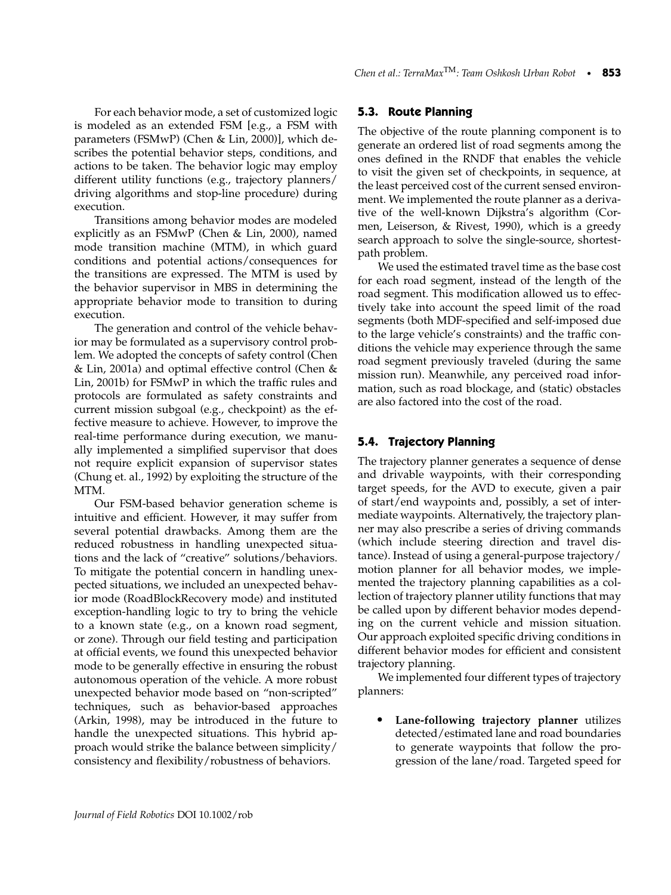For each behavior mode, a set of customized logic is modeled as an extended FSM [e.g., a FSM with parameters (FSMwP) (Chen & Lin, 2000)], which describes the potential behavior steps, conditions, and actions to be taken. The behavior logic may employ different utility functions (e.g., trajectory planners/driving algorithms and stop-line procedure) during execution.

Transitions among behavior modes are modeled explicitly as an FSMwP (Chen & Lin, 2000), named mode transition machine (MTM), in which guard conditions and potential actions/consequences for the transitions are expressed. The MTM is used by the behavior supervisor in MBS in determining the appropriate behavior mode to transition to during execution.

The generation and control of the vehicle behavior may be formulated as a supervisory control problem. We adopted the concepts of safety control (Chen & Lin, 2001a) and optimal effective control (Chen & Lin, 2001b) for FSMwP in which the traffic rules and protocols are formulated as safety constraints and current mission subgoal (e.g., checkpoint) as the effective measure to achieve. However, to improve the real-time performance during execution, we manually implemented a simplified supervisor that does not require explicit expansion of supervisor states (Chung et. al., 1992) by exploiting the structure of the MTM.

Our FSM-based behavior generation scheme is intuitive and efficient. However, it may suffer from several potential drawbacks. Among them are the reduced robustness in handling unexpected situations and the lack of "creative" solutions/behaviors. To mitigate the potential concern in handling unexpected situations, we included an unexpected behavior mode (RoadBlockRecovery mode) and instituted exception-handling logic to try to bring the vehicle to a known state (e.g., on a known road segment, or zone). Through our field testing and participation at official events, we found this unexpected behavior mode to be generally effective in ensuring the robust autonomous operation of the vehicle. A more robust unexpected behavior mode based on "non-scripted" techniques, such as behavior-based approaches (Arkin, 1998), may be introduced in the future to handle the unexpected situations. This hybrid approach would strike the balance between simplicity/consistency and flexibility/robustness of behaviors.

### 5.3. Route Planning

The objective of the route planning component is to generate an ordered list of road segments among the ones defined in the RNDF that enables the vehicle to visit the given set of checkpoints, in sequence, at the least perceived cost of the current sensed environment. We implemented the route planner as a derivative of the well-known Dijkstra's algorithm (Cormen, Leiserson, & Rivest, 1990), which is a greedy search approach to solve the single-source, shortest-path problem.

We used the estimated travel time as the base cost for each road segment, instead of the length of the road segment. This modification allowed us to effectively take into account the speed limit of the road segments (both MDF-specified and self-imposed due to the large vehicle's constraints) and the traffic conditions the vehicle may experience through the same road segment previously traveled (during the same mission run). Meanwhile, any perceived road information, such as road blockage, and (static) obstacles are also factored into the cost of the road.

### 5.4. Trajectory Planning

The trajectory planner generates a sequence of dense and drivable waypoints, with their corresponding target speeds, for the AVD to execute, given a pair of start/end waypoints and, possibly, a set of intermediate waypoints. Alternatively, the trajectory planner may also prescribe a series of driving commands (which include steering direction and travel distance). Instead of using a general-purpose trajectory/motion planner for all behavior modes, we implemented the trajectory planning capabilities as a collection of trajectory planner utility functions that may be called upon by different behavior modes depending on the current vehicle and mission situation. Our approach exploited specific driving conditions in different behavior modes for efficient and consistent trajectory planning.

We implemented four different types of trajectory planners:

- **Lane-following trajectory planner** utilizes detected/estimated lane and road boundaries to generate waypoints that follow the progression of the lane/road. Targeted speed for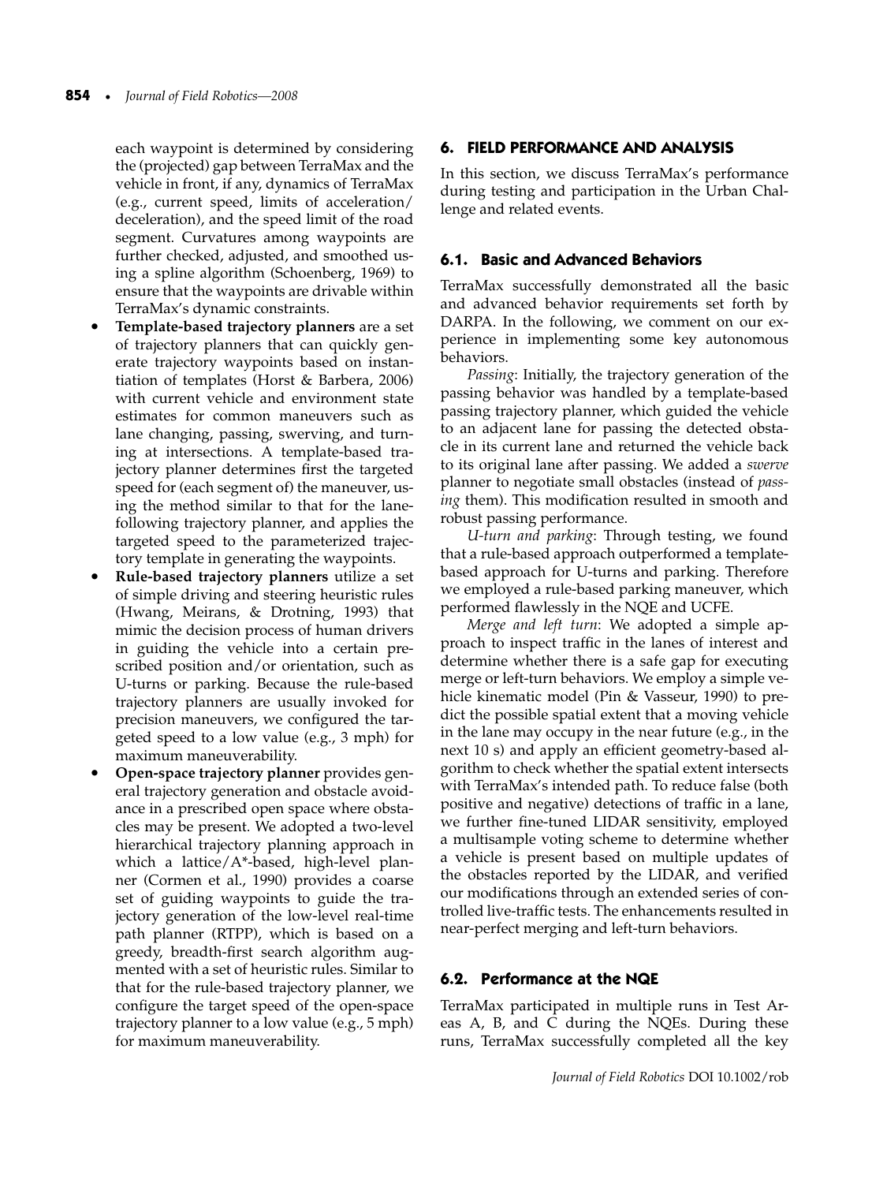each waypoint is determined by considering the (projected) gap between TerraMax and the vehicle in front, if any, dynamics of TerraMax (e.g., current speed, limits of acceleration/deceleration), and the speed limit of the road segment. Curvatures among waypoints are further checked, adjusted, and smoothed using a spline algorithm (Schoenberg, 1969) to ensure that the waypoints are drivable within TerraMax's dynamic constraints.

- **Template-based trajectory planners** are a set of trajectory planners that can quickly generate trajectory waypoints based on instantiation of templates (Horst & Barbera, 2006) with current vehicle and environment state estimates for common maneuvers such as lane changing, passing, swerving, and turning at intersections. A template-based trajectory planner determines first the targeted speed for (each segment of) the maneuver, using the method similar to that for the lane-following trajectory planner, and applies the targeted speed to the parameterized trajectory template in generating the waypoints.
- **Rule-based trajectory planners** utilize a set of simple driving and steering heuristic rules (Hwang, Meirans, & Drotning, 1993) that mimic the decision process of human drivers in guiding the vehicle into a certain prescribed position and/or orientation, such as U-turns or parking. Because the rule-based trajectory planners are usually invoked for precision maneuvers, we configured the targeted speed to a low value (e.g., 3 mph) for maximum maneuverability.
- **Open-space trajectory planner** provides general trajectory generation and obstacle avoidance in a prescribed open space where obstacles may be present. We adopted a two-level hierarchical trajectory planning approach in which a lattice/A*-based, high-level planner (Cormen et al., 1990) provides a coarse set of guiding waypoints to guide the trajectory generation of the low-level real-time path planner (RTPP), which is based on a greedy, breadth-first search algorithm augmented with a set of heuristic rules. Similar to that for the rule-based trajectory planner, we configure the target speed of the open-space trajectory planner to a low value (e.g., 5 mph) for maximum maneuverability.

## 6. FIELD PERFORMANCE AND ANALYSIS

In this section, we discuss TerraMax's performance during testing and participation in the Urban Challenge and related events.

### 6.1. Basic and Advanced Behaviors

TerraMax successfully demonstrated all the basic and advanced behavior requirements set forth by DARPA. In the following, we comment on our experience in implementing some key autonomous behaviors.

*Passing*: Initially, the trajectory generation of the passing behavior was handled by a template-based passing trajectory planner, which guided the vehicle to an adjacent lane for passing the detected obstacle in its current lane and returned the vehicle back to its original lane after passing. We added a *swerve* planner to negotiate small obstacles (instead of *passing* them). This modification resulted in smooth and robust passing performance.

*U-turn and parking*: Through testing, we found that a rule-based approach outperformed a template-based approach for U-turns and parking. Therefore we employed a rule-based parking maneuver, which performed flawlessly in the NQE and UCFE.

*Merge and left turn*: We adopted a simple approach to inspect traffic in the lanes of interest and determine whether there is a safe gap for executing merge or left-turn behaviors. We employ a simple vehicle kinematic model (Pin & Vasseur, 1990) to predict the possible spatial extent that a moving vehicle in the lane may occupy in the near future (e.g., in the next 10 s) and apply an efficient geometry-based algorithm to check whether the spatial extent intersects with TerraMax's intended path. To reduce false (both positive and negative) detections of traffic in a lane, we further fine-tuned LIDAR sensitivity, employed a multisample voting scheme to determine whether a vehicle is present based on multiple updates of the obstacles reported by the LIDAR, and verified our modifications through an extended series of controlled live-traffic tests. The enhancements resulted in near-perfect merging and left-turn behaviors.

### 6.2. Performance at the NQE

TerraMax participated in multiple runs in Test Areas A, B, and C during the NQEs. During these runs, TerraMax successfully completed all the key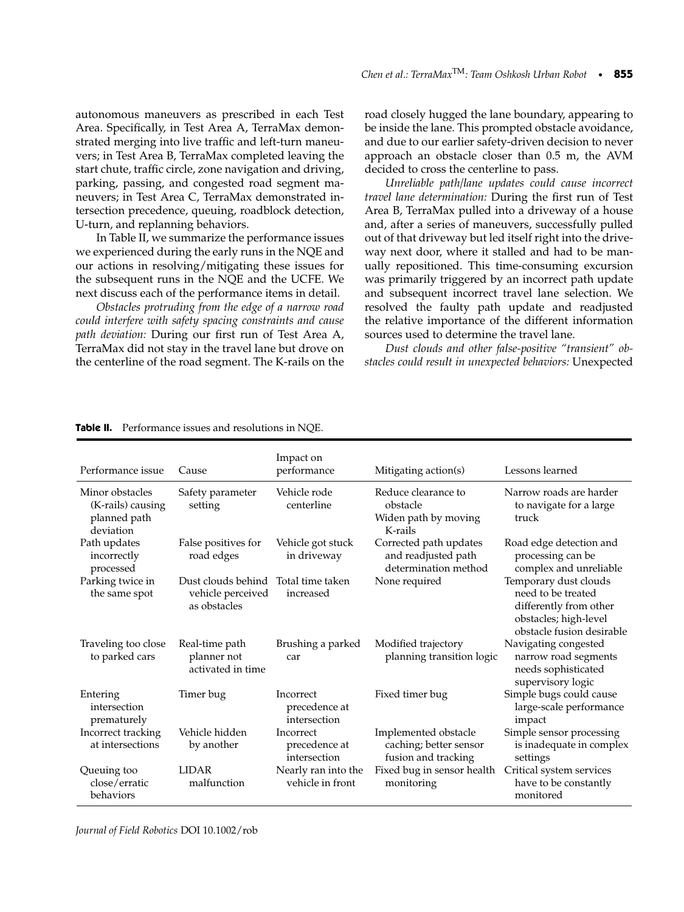autonomous maneuvers as prescribed in each Test Area. Specifically, in Test Area A, TerraMax demonstrated merging into live traffic and left-turn maneuvers; in Test Area B, TerraMax completed leaving the start chute, traffic circle, zone navigation and driving, parking, passing, and congested road segment maneuvers; in Test Area C, TerraMax demonstrated intersection precedence, queuing, roadblock detection, U-turn, and replanning behaviors.

In Table II, we summarize the performance issues we experienced during the early runs in the NQE and our actions in resolving/mitigating these issues for the subsequent runs in the NQE and the UCFE. We next discuss each of the performance items in detail.

*Obstacles protruding from the edge of a narrow road could interfere with safety spacing constraints and cause path deviation:* During our first run of Test Area A, TerraMax did not stay in the travel lane but drove on the centerline of the road segment. The K-rails on the road closely hugged the lane boundary, appearing to be inside the lane. This prompted obstacle avoidance, and due to our earlier safety-driven decision to never approach an obstacle closer than 0.5 m, the AVM decided to cross the centerline to pass.

*Unreliable path/lane updates could cause incorrect travel lane determination:* During the first run of Test Area B, TerraMax pulled into a driveway of a house and, after a series of maneuvers, successfully pulled out of that driveway but led itself right into the driveway next door, where it stalled and had to be manually repositioned. This time-consuming excursion was primarily triggered by an incorrect path update and subsequent incorrect travel lane selection. We resolved the faulty path update and readjusted the relative importance of the different information sources used to determine the travel lane.

*Dust clouds and other false-positive "transient" obstacles could result in unexpected behaviors:* Unexpected

**Table II.** Performance issues and resolutions in NQE.

| Performance issue | Cause | Impact on performance | Mitigating action(s) | Lessons learned |
|---|---|---|---|---|
| Minor obstacles (K-rails) causing planned path deviation | Safety parameter setting | Vehicle rode centerline | Reduce clearance to obstacle<br>Widen path by moving K-rails | Narrow roads are harder to navigate for a large truck |
| Path updates incorrectly processed | False positives for road edges | Vehicle got stuck in driveway | Corrected path updates and readjusted path determination method | Road edge detection and processing can be complex and unreliable |
| Parking twice in the same spot | Dust clouds behind vehicle perceived as obstacles | Total time taken increased | None required | Temporary dust clouds need to be treated differently from other obstacles; high-level obstacle fusion desirable |
| Traveling too close to parked cars | Real-time path planner not activated in time | Brushing a parked car | Modified trajectory planning transition logic | Navigating congested narrow road segments needs sophisticated supervisory logic |
| Entering intersection prematurely | Timer bug | Incorrect precedence at intersection | Fixed timer bug | Simple bugs could cause large-scale performance impact |
| Incorrect tracking at intersections | Vehicle hidden by another | Incorrect precedence at intersection | Implemented obstacle caching; better sensor fusion and tracking | Simple sensor processing is inadequate in complex settings |
| Queuing too close/erratic behaviors | LIDAR malfunction | Nearly ran into the vehicle in front | Fixed bug in sensor health monitoring | Critical system services have to be constantly monitored |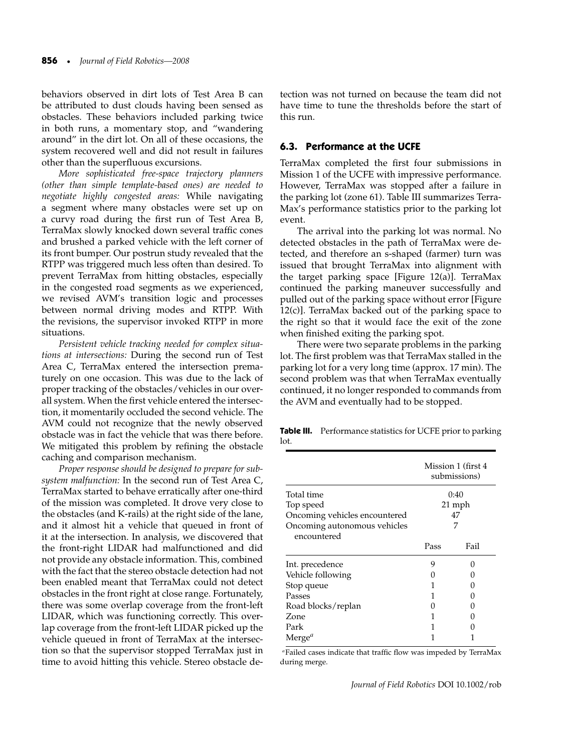behaviors observed in dirt lots of Test Area B can be attributed to dust clouds having been sensed as obstacles. These behaviors included parking twice in both runs, a momentary stop, and "wandering around" in the dirt lot. On all of these occasions, the system recovered well and did not result in failures other than the superfluous excursions.

*More sophisticated free-space trajectory planners (other than simple template-based ones) are needed to negotiate highly congested areas:* While navigating a segment where many obstacles were set up on a curvy road during the first run of Test Area B, TerraMax slowly knocked down several traffic cones and brushed a parked vehicle with the left corner of its front bumper. Our postrun study revealed that the RTPP was triggered much less often than desired. To prevent TerraMax from hitting obstacles, especially in the congested road segments as we experienced, we revised AVM's transition logic and processes between normal driving modes and RTPP. With the revisions, the supervisor invoked RTPP in more situations.

*Persistent vehicle tracking needed for complex situations at intersections:* During the second run of Test Area C, TerraMax entered the intersection prematurely on one occasion. This was due to the lack of proper tracking of the obstacles/vehicles in our overall system. When the first vehicle entered the intersection, it momentarily occluded the second vehicle. The AVM could not recognize that the newly observed obstacle was in fact the vehicle that was there before. We mitigated this problem by refining the obstacle caching and comparison mechanism.

*Proper response should be designed to prepare for subsystem malfunction:* In the second run of Test Area C, TerraMax started to behave erratically after one-third of the mission was completed. It drove very close to the obstacles (and K-rails) at the right side of the lane, and it almost hit a vehicle that queued in front of it at the intersection. In analysis, we discovered that the front-right LIDAR had malfunctioned and did not provide any obstacle information. This, combined with the fact that the stereo obstacle detection had not been enabled meant that TerraMax could not detect obstacles in the front right at close range. Fortunately, there was some overlap coverage from the front-left LIDAR, which was functioning correctly. This overlap coverage from the front-left LIDAR picked up the vehicle queued in front of TerraMax at the intersection so that the supervisor stopped TerraMax just in time to avoid hitting this vehicle. Stereo obstacle detection was not turned on because the team did not have time to tune the thresholds before the start of this run.

### 6.3. Performance at the UCFE

TerraMax completed the first four submissions in Mission 1 of the UCFE with impressive performance. However, TerraMax was stopped after a failure in the parking lot (zone 61). Table III summarizes TerraMax's performance statistics prior to the parking lot event.

The arrival into the parking lot was normal. No detected obstacles in the path of TerraMax were detected, and therefore an s-shaped (farmer) turn was issued that brought TerraMax into alignment with the target parking space [Figure 12(a)]. TerraMax continued the parking maneuver successfully and pulled out of the parking space without error [Figure 12(c)]. TerraMax backed out of the parking space to the right so that it would face the exit of the zone when finished exiting the parking spot.

There were two separate problems in the parking lot. The first problem was that TerraMax stalled in the parking lot for a very long time (approx. 17 min). The second problem was that when TerraMax eventually continued, it no longer responded to commands from the AVM and eventually had to be stopped.

**Table III.** Performance statistics for UCFE prior to parking lot.

| | Mission 1 (first 4 submissions) | |
|---|---|---|
| Total time | 0:40 | |
| Top speed | 21 mph | |
| Oncoming vehicles encountered | 47 | |
| Oncoming autonomous vehicles encountered | 7 | |
| | Pass | Fail |
| Int. precedence | 9 | 0 |
| Vehicle following | 0 | 0 |
| Stop queue | 1 | 0 |
| Passes | 1 | 0 |
| Road blocks/replan | 0 | 0 |
| Zone | 1 | 0 |
| Park | 1 | 0 |
| Merge[a] | 1 | 1 |

[a]Failed cases indicate that traffic flow was impeded by TerraMax during merge.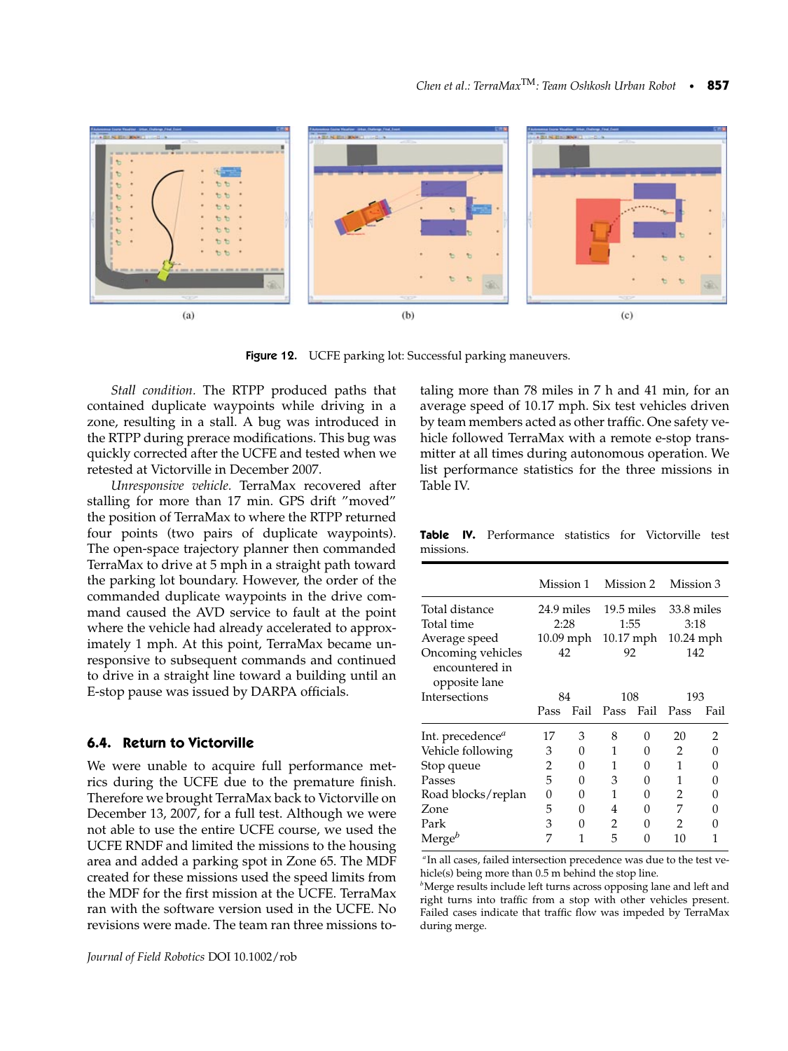Figure 12. UCFE parking lot: Successful parking maneuvers.

*Stall condition.* The RTPP produced paths that contained duplicate waypoints while driving in a zone, resulting in a stall. A bug was introduced in the RTPP during prerace modifications. This bug was quickly corrected after the UCFE and tested when we retested at Victorville in December 2007.

*Unresponsive vehicle.* TerraMax recovered after stalling for more than 17 min. GPS drift "moved" the position of TerraMax to where the RTPP returned four points (two pairs of duplicate waypoints). The open-space trajectory planner then commanded TerraMax to drive at 5 mph in a straight path toward the parking lot boundary. However, the order of the commanded duplicate waypoints in the drive command caused the AVD service to fault at the point where the vehicle had already accelerated to approximately 1 mph. At this point, TerraMax became unresponsive to subsequent commands and continued to drive in a straight line toward a building until an E-stop pause was issued by DARPA officials.

### 6.4. Return to Victorville

We were unable to acquire full performance metrics during the UCFE due to the premature finish. Therefore we brought TerraMax back to Victorville on December 13, 2007, for a full test. Although we were not able to use the entire UCFE course, we used the UCFE RNDF and limited the missions to the housing area and added a parking spot in Zone 65. The MDF created for these missions used the speed limits from the MDF for the first mission at the UCFE. TerraMax ran with the software version used in the UCFE. No revisions were made. The team ran three missions totaling more than 78 miles in 7 h and 41 min, for an average speed of 10.17 mph. Six test vehicles driven by team members acted as other traffic. One safety vehicle followed TerraMax with a remote e-stop transmitter at all times during autonomous operation. We list performance statistics for the three missions in Table IV.

**Table IV.** Performance statistics for Victorville test missions.

| | Mission 1 | | Mission 2 | | Mission 3 | |
|---|---|---|---|---|---|---|
| Total distance | 24.9 miles | | 19.5 miles | | 33.8 miles | |
| Total time | 2:28 | | 1:55 | | 3:18 | |
| Average speed | 10.09 mph | | 10.17 mph | | 10.24 mph | |
| Oncoming vehicles encountered in opposite lane | 42 | | 92 | | 142 | |
| Intersections | 84 | | 108 | | 193 | |
| | Pass | Fail | Pass | Fail | Pass | Fail |
| Int. precedence[a] | 17 | 3 | 8 | 0 | 20 | 2 |
| Vehicle following | 3 | 0 | 1 | 0 | 2 | 0 |
| Stop queue | 2 | 0 | 1 | 0 | 1 | 0 |
| Passes | 5 | 0 | 3 | 0 | 1 | 0 |
| Road blocks/replan | 0 | 0 | 1 | 0 | 2 | 0 |
| Zone | 5 | 0 | 4 | 0 | 7 | 0 |
| Park | 3 | 0 | 2 | 0 | 2 | 0 |
| Merge[b] | 7 | 1 | 5 | 0 | 10 | 1 |

[a]In all cases, failed intersection precedence was due to the test vehicle(s) being more than 0.5 m behind the stop line.
[b]Merge results include left turns across opposing lane and left and right turns into traffic from a stop with other vehicles present. Failed cases indicate that traffic flow was impeded by TerraMax during merge.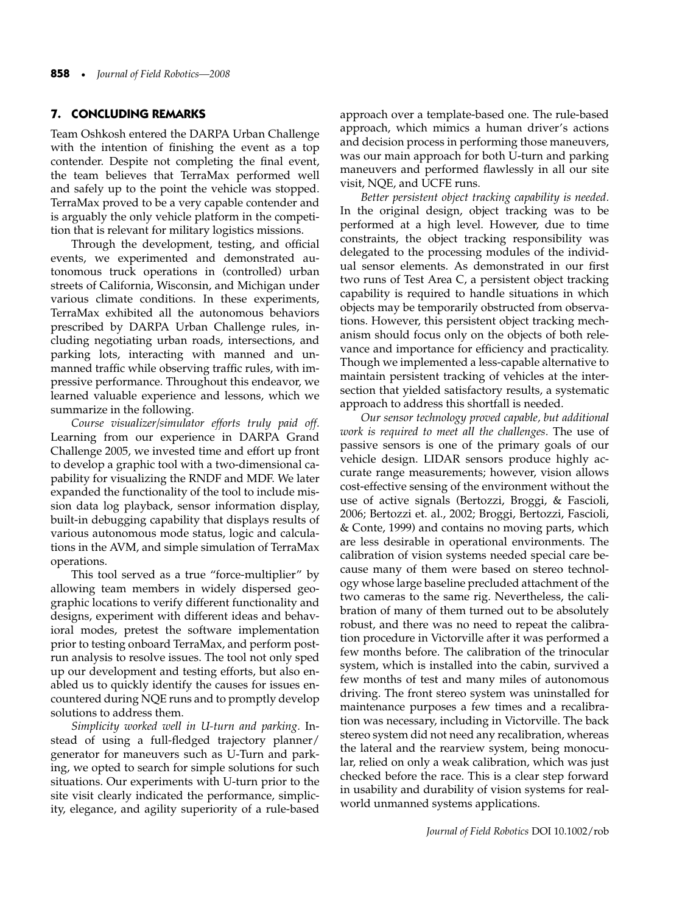## 7. CONCLUDING REMARKS

Team Oshkosh entered the DARPA Urban Challenge with the intention of finishing the event as a top contender. Despite not completing the final event, the team believes that TerraMax performed well and safely up to the point the vehicle was stopped. TerraMax proved to be a very capable contender and is arguably the only vehicle platform in the competition that is relevant for military logistics missions.

Through the development, testing, and official events, we experimented and demonstrated autonomous truck operations in (controlled) urban streets of California, Wisconsin, and Michigan under various climate conditions. In these experiments, TerraMax exhibited all the autonomous behaviors prescribed by DARPA Urban Challenge rules, including negotiating urban roads, intersections, and parking lots, interacting with manned and unmanned traffic while observing traffic rules, with impressive performance. Throughout this endeavor, we learned valuable experience and lessons, which we summarize in the following.

*Course visualizer/simulator efforts truly paid off.* Learning from our experience in DARPA Grand Challenge 2005, we invested time and effort up front to develop a graphic tool with a two-dimensional capability for visualizing the RNDF and MDF. We later expanded the functionality of the tool to include mission data log playback, sensor information display, built-in debugging capability that displays results of various autonomous mode status, logic and calculations in the AVM, and simple simulation of TerraMax operations.

This tool served as a true "force-multiplier" by allowing team members in widely dispersed geographic locations to verify different functionality and designs, experiment with different ideas and behavioral modes, pretest the software implementation prior to testing onboard TerraMax, and perform post-run analysis to resolve issues. The tool not only sped up our development and testing efforts, but also enabled us to quickly identify the causes for issues encountered during NQE runs and to promptly develop solutions to address them.

*Simplicity worked well in U-turn and parking.* Instead of using a full-fledged trajectory planner/generator for maneuvers such as U-Turn and parking, we opted to search for simple solutions for such situations. Our experiments with U-turn prior to the site visit clearly indicated the performance, simplicity, elegance, and agility superiority of a rule-based approach over a template-based one. The rule-based approach, which mimics a human driver's actions and decision process in performing those maneuvers, was our main approach for both U-turn and parking maneuvers and performed flawlessly in all our site visit, NQE, and UCFE runs.

*Better persistent object tracking capability is needed.* In the original design, object tracking was to be performed at a high level. However, due to time constraints, the object tracking responsibility was delegated to the processing modules of the individual sensor elements. As demonstrated in our first two runs of Test Area C, a persistent object tracking capability is required to handle situations in which objects may be temporarily obstructed from observations. However, this persistent object tracking mechanism should focus only on the objects of both relevance and importance for efficiency and practicality. Though we implemented a less-capable alternative to maintain persistent tracking of vehicles at the intersection that yielded satisfactory results, a systematic approach to address this shortfall is needed.

*Our sensor technology proved capable, but additional work is required to meet all the challenges.* The use of passive sensors is one of the primary goals of our vehicle design. LIDAR sensors produce highly accurate range measurements; however, vision allows cost-effective sensing of the environment without the use of active signals (Bertozzi, Broggi, & Fascioli, 2006; Bertozzi et. al., 2002; Broggi, Bertozzi, Fascioli, & Conte, 1999) and contains no moving parts, which are less desirable in operational environments. The calibration of vision systems needed special care because many of them were based on stereo technology whose large baseline precluded attachment of the two cameras to the same rig. Nevertheless, the calibration of many of them turned out to be absolutely robust, and there was no need to repeat the calibration procedure in Victorville after it was performed a few months before. The calibration of the trinocular system, which is installed into the cabin, survived a few months of test and many miles of autonomous driving. The front stereo system was uninstalled for maintenance purposes a few times and a recalibration was necessary, including in Victorville. The back stereo system did not need any recalibration, whereas the lateral and the rearview system, being monocular, relied on only a weak calibration, which was just checked before the race. This is a clear step forward in usability and durability of vision systems for real-world unmanned systems applications.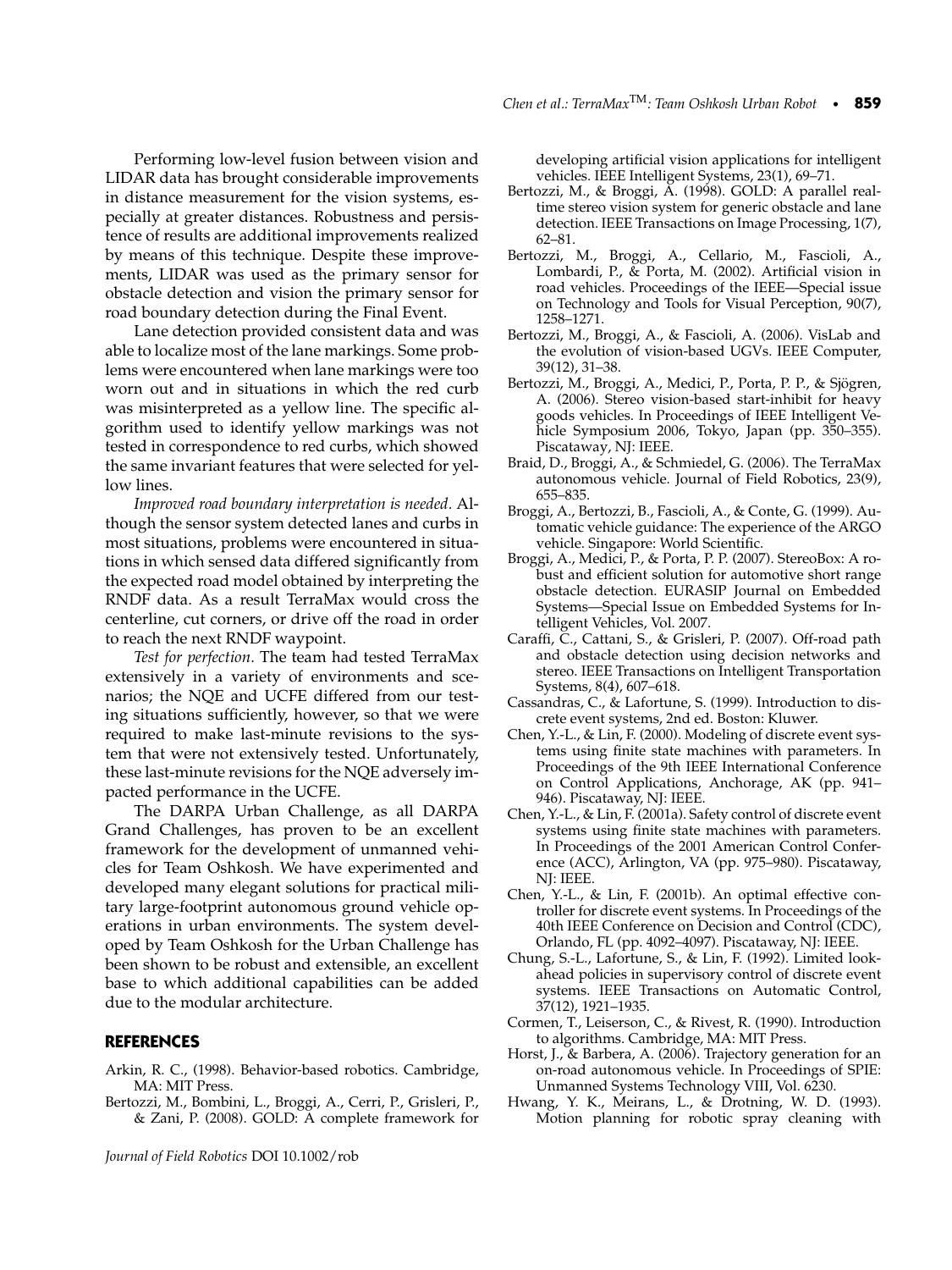Performing low-level fusion between vision and LIDAR data has brought considerable improvements in distance measurement for the vision systems, especially at greater distances. Robustness and persistence of results are additional improvements realized by means of this technique. Despite these improvements, LIDAR was used as the primary sensor for obstacle detection and vision the primary sensor for road boundary detection during the Final Event.

Lane detection provided consistent data and was able to localize most of the lane markings. Some problems were encountered when lane markings were too worn out and in situations in which the red curb was misinterpreted as a yellow line. The specific algorithm used to identify yellow markings was not tested in correspondence to red curbs, which showed the same invariant features that were selected for yellow lines.

*Improved road boundary interpretation is needed*. Although the sensor system detected lanes and curbs in most situations, problems were encountered in situations in which sensed data differed significantly from the expected road model obtained by interpreting the RNDF data. As a result TerraMax would cross the centerline, cut corners, or drive off the road in order to reach the next RNDF waypoint.

*Test for perfection*. The team had tested TerraMax extensively in a variety of environments and scenarios; the NQE and UCFE differed from our testing situations sufficiently, however, so that we were required to make last-minute revisions to the system that were not extensively tested. Unfortunately, these last-minute revisions for the NQE adversely impacted performance in the UCFE.

The DARPA Urban Challenge, as all DARPA Grand Challenges, has proven to be an excellent framework for the development of unmanned vehicles for Team Oshkosh. We have experimented and developed many elegant solutions for practical military large-footprint autonomous ground vehicle operations in urban environments. The system developed by Team Oshkosh for the Urban Challenge has been shown to be robust and extensible, an excellent base to which additional capabilities can be added due to the modular architecture.

## REFERENCES

Arkin, R. C., (1998). Behavior-based robotics. Cambridge, MA: MIT Press.

Bertozzi, M., Bombini, L., Broggi, A., Cerri, P., Grisleri, P., & Zani, P. (2008). GOLD: A complete framework for developing artificial vision applications for intelligent vehicles. IEEE Intelligent Systems, 23(1), 69–71.

Bertozzi, M., & Broggi, A. (1998). GOLD: A parallel real-time stereo vision system for generic obstacle and lane detection. IEEE Transactions on Image Processing, 1(7), 62–81.

Bertozzi, M., Broggi, A., Cellario, M., Fascioli, A., Lombardi, P., & Porta, M. (2002). Artificial vision in road vehicles. Proceedings of the IEEE—Special issue on Technology and Tools for Visual Perception, 90(7), 1258–1271.

Bertozzi, M., Broggi, A., & Fascioli, A. (2006). VisLab and the evolution of vision-based UGVs. IEEE Computer, 39(12), 31–38.

Bertozzi, M., Broggi, A., Medici, P., Porta, P. P., & Sjögren, A. (2006). Stereo vision-based start-inhibit for heavy goods vehicles. In Proceedings of IEEE Intelligent Vehicle Symposium 2006, Tokyo, Japan (pp. 350–355). Piscataway, NJ: IEEE.

Braid, D., Broggi, A., & Schmiedel, G. (2006). The TerraMax autonomous vehicle. Journal of Field Robotics, 23(9), 655–835.

Broggi, A., Bertozzi, B., Fascioli, A., & Conte, G. (1999). Automatic vehicle guidance: The experience of the ARGO vehicle. Singapore: World Scientific.

Broggi, A., Medici, P., & Porta, P. P. (2007). StereoBox: A robust and efficient solution for automotive short range obstacle detection. EURASIP Journal on Embedded Systems—Special Issue on Embedded Systems for Intelligent Vehicles, Vol. 2007.

Caraffi, C., Cattani, S., & Grisleri, P. (2007). Off-road path and obstacle detection using decision networks and stereo. IEEE Transactions on Intelligent Transportation Systems, 8(4), 607–618.

Cassandras, C., & Lafortune, S. (1999). Introduction to discrete event systems, 2nd ed. Boston: Kluwer.

Chen, Y.-L., & Lin, F. (2000). Modeling of discrete event systems using finite state machines with parameters. In Proceedings of the 9th IEEE International Conference on Control Applications, Anchorage, AK (pp. 941–946). Piscataway, NJ: IEEE.

Chen, Y.-L., & Lin, F. (2001a). Safety control of discrete event systems using finite state machines with parameters. In Proceedings of the 2001 American Control Conference (ACC), Arlington, VA (pp. 975–980). Piscataway, NJ: IEEE.

Chen, Y.-L., & Lin, F. (2001b). An optimal effective controller for discrete event systems. In Proceedings of the 40th IEEE Conference on Decision and Control (CDC), Orlando, FL (pp. 4092–4097). Piscataway, NJ: IEEE.

Chung, S.-L., Lafortune, S., & Lin, F. (1992). Limited lookahead policies in supervisory control of discrete event systems. IEEE Transactions on Automatic Control, 37(12), 1921–1935.

Cormen, T., Leiserson, C., & Rivest, R. (1990). Introduction to algorithms. Cambridge, MA: MIT Press.

Horst, J., & Barbera, A. (2006). Trajectory generation for an on-road autonomous vehicle. In Proceedings of SPIE: Unmanned Systems Technology VIII, Vol. 6230.

Hwang, Y. K., Meirans, L., & Drotning, W. D. (1993). Motion planning for robotic spray cleaning with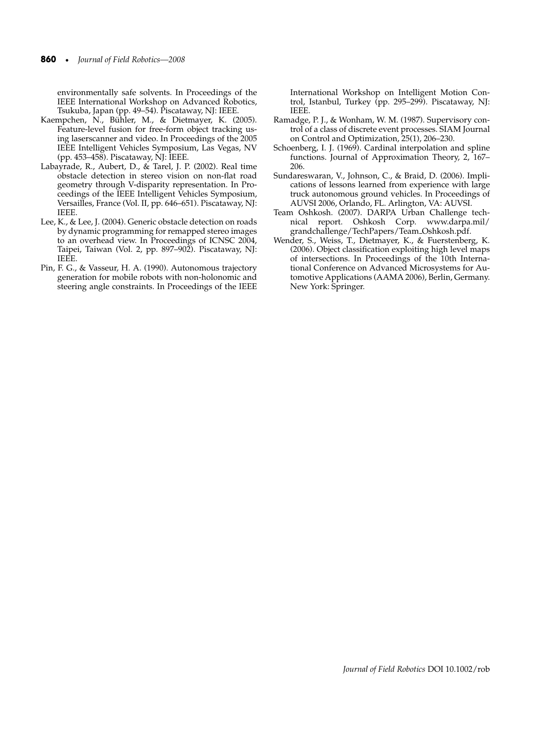environmentally safe solvents. In Proceedings of the IEEE International Workshop on Advanced Robotics, Tsukuba, Japan (pp. 49–54). Piscataway, NJ: IEEE.

Kaempchen, N., Bühler, M., & Dietmayer, K. (2005). Feature-level fusion for free-form object tracking using laserscanner and video. In Proceedings of the 2005 IEEE Intelligent Vehicles Symposium, Las Vegas, NV (pp. 453–458). Piscataway, NJ: IEEE.

Labayrade, R., Aubert, D., & Tarel, J. P. (2002). Real time obstacle detection in stereo vision on non-flat road geometry through V-disparity representation. In Proceedings of the IEEE Intelligent Vehicles Symposium, Versailles, France (Vol. II, pp. 646–651). Piscataway, NJ: IEEE.

Lee, K., & Lee, J. (2004). Generic obstacle detection on roads by dynamic programming for remapped stereo images to an overhead view. In Proceedings of ICNSC 2004, Taipei, Taiwan (Vol. 2, pp. 897–902). Piscataway, NJ: IEEE.

Pin, F. G., & Vasseur, H. A. (1990). Autonomous trajectory generation for mobile robots with non-holonomic and steering angle constraints. In Proceedings of the IEEE International Workshop on Intelligent Motion Control, Istanbul, Turkey (pp. 295–299). Piscataway, NJ: IEEE.

Ramadge, P. J., & Wonham, W. M. (1987). Supervisory control of a class of discrete event processes. SIAM Journal on Control and Optimization, 25(1), 206–230.

Schoenberg, I. J. (1969). Cardinal interpolation and spline functions. Journal of Approximation Theory, 2, 167–206.

Sundareswaran, V., Johnson, C., & Braid, D. (2006). Implications of lessons learned from experience with large truck autonomous ground vehicles. In Proceedings of AUVSI 2006, Orlando, FL. Arlington, VA: AUVSI.

Team Oshkosh. (2007). DARPA Urban Challenge technical report. Oshkosh Corp. www.darpa.mil/grandchallenge/TechPapers/Team_Oshkosh.pdf.

Wender, S., Weiss, T., Dietmayer, K., & Fuerstenberg, K. (2006). Object classification exploiting high level maps of intersections. In Proceedings of the 10th International Conference on Advanced Microsystems for Automotive Applications (AAMA 2006), Berlin, Germany. New York: Springer.